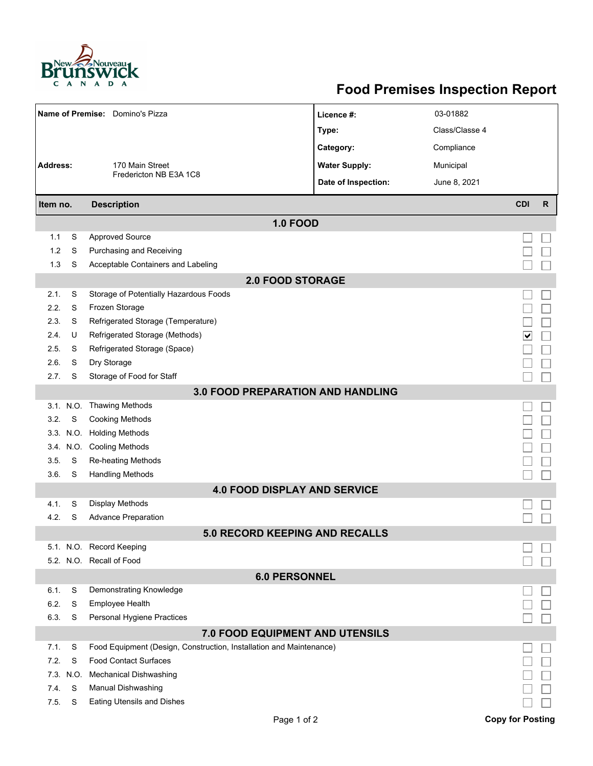# Food Premises Inspection Report

| Name of Premise: Domino's Pizza | Licence #: | 03-01882 |
|---|---|---|
| | Type: | Class/Classe 4 |
| | Category: | Compliance |
| Address: 170 Main Street, Fredericton NB E3A 1C8 | Water Supply: | Municipal |
| | Date of Inspection: | June 8, 2021 |

| Item no. | | Description | CDI | R |
|---|---|---|---|---|
| **1.0 FOOD** | | | | |
| 1.1 | S | Approved Source | ☐ | ☐ |
| 1.2 | S | Purchasing and Receiving | ☐ | ☐ |
| 1.3 | S | Acceptable Containers and Labeling | ☐ | ☐ |
| **2.0 FOOD STORAGE** | | | | |
| 2.1. | S | Storage of Potentially Hazardous Foods | ☐ | ☐ |
| 2.2. | S | Frozen Storage | ☐ | ☐ |
| 2.3. | S | Refrigerated Storage (Temperature) | ☐ | ☐ |
| 2.4. | U | Refrigerated Storage (Methods) | ☑ | ☐ |
| 2.5. | S | Refrigerated Storage (Space) | ☐ | ☐ |
| 2.6. | S | Dry Storage | ☐ | ☐ |
| 2.7. | S | Storage of Food for Staff | ☐ | ☐ |
| **3.0 FOOD PREPARATION AND HANDLING** | | | | |
| 3.1. | N.O. | Thawing Methods | ☐ | ☐ |
| 3.2. | S | Cooking Methods | ☐ | ☐ |
| 3.3. | N.O. | Holding Methods | ☐ | ☐ |
| 3.4. | N.O. | Cooling Methods | ☐ | ☐ |
| 3.5. | S | Re-heating Methods | ☐ | ☐ |
| 3.6. | S | Handling Methods | ☐ | ☐ |
| **4.0 FOOD DISPLAY AND SERVICE** | | | | |
| 4.1. | S | Display Methods | ☐ | ☐ |
| 4.2. | S | Advance Preparation | ☐ | ☐ |
| **5.0 RECORD KEEPING AND RECALLS** | | | | |
| 5.1. | N.O. | Record Keeping | ☐ | ☐ |
| 5.2. | N.O. | Recall of Food | ☐ | ☐ |
| **6.0 PERSONNEL** | | | | |
| 6.1. | S | Demonstrating Knowledge | ☐ | ☐ |
| 6.2. | S | Employee Health | ☐ | ☐ |
| 6.3. | S | Personal Hygiene Practices | ☐ | ☐ |
| **7.0 FOOD EQUIPMENT AND UTENSILS** | | | | |
| 7.1. | S | Food Equipment (Design, Construction, Installation and Maintenance) | ☐ | ☐ |
| 7.2. | S | Food Contact Surfaces | ☐ | ☐ |
| 7.3. | N.O. | Mechanical Dishwashing | ☐ | ☐ |
| 7.4. | S | Manual Dishwashing | ☐ | ☐ |
| 7.5. | S | Eating Utensils and Dishes | ☐ | ☐ |

**Copy for Posting**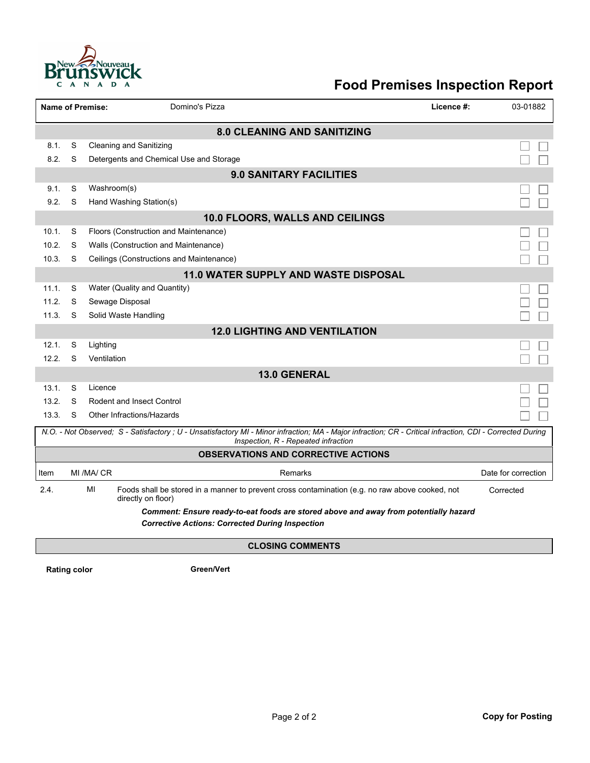# Food Premises Inspection Report

| **Name of Premise:** | Domino's Pizza | **Licence #:** | 03-01882 |
|---|---|---|---|

## 8.0 CLEANING AND SANITIZING

| | | | | |
|---|---|---|---|---|
| 8.1. | S | Cleaning and Sanitizing | ☐ | ☐ |
| 8.2. | S | Detergents and Chemical Use and Storage | ☐ | ☐ |

## 9.0 SANITARY FACILITIES

| | | | | |
|---|---|---|---|---|
| 9.1. | S | Washroom(s) | ☐ | ☐ |
| 9.2. | S | Hand Washing Station(s) | ☐ | ☐ |

## 10.0 FLOORS, WALLS AND CEILINGS

| | | | | |
|---|---|---|---|---|
| 10.1. | S | Floors (Construction and Maintenance) | ☐ | ☐ |
| 10.2. | S | Walls (Construction and Maintenance) | ☐ | ☐ |
| 10.3. | S | Ceilings (Constructions and Maintenance) | ☐ | ☐ |

## 11.0 WATER SUPPLY AND WASTE DISPOSAL

| | | | | |
|---|---|---|---|---|
| 11.1. | S | Water (Quality and Quantity) | ☐ | ☐ |
| 11.2. | S | Sewage Disposal | ☐ | ☐ |
| 11.3. | S | Solid Waste Handling | ☐ | ☐ |

## 12.0 LIGHTING AND VENTILATION

| | | | | |
|---|---|---|---|---|
| 12.1. | S | Lighting | ☐ | ☐ |
| 12.2. | S | Ventilation | ☐ | ☐ |

## 13.0 GENERAL

| | | | | |
|---|---|---|---|---|
| 13.1. | S | Licence | ☐ | ☐ |
| 13.2. | S | Rodent and Insect Control | ☐ | ☐ |
| 13.3. | S | Other Infractions/Hazards | ☐ | ☐ |

*N.O. - Not Observed; S - Satisfactory ; U - Unsatisfactory MI - Minor infraction; MA - Major infraction; CR - Critical infraction, CDI - Corrected During Inspection, R - Repeated infraction*

## OBSERVATIONS AND CORRECTIVE ACTIONS

| Item | MI /MA/ CR | Remarks | Date for correction |
|---|---|---|---|
| 2.4. | MI | Foods shall be stored in a manner to prevent cross contamination (e.g. no raw above cooked, not directly on floor) | Corrected |

***Comment: Ensure ready-to-eat foods are stored above and away from potentially hazard***

***Corrective Actions: Corrected During Inspection***

## CLOSING COMMENTS

**Rating color** **Green/Vert**

**Copy for Posting**